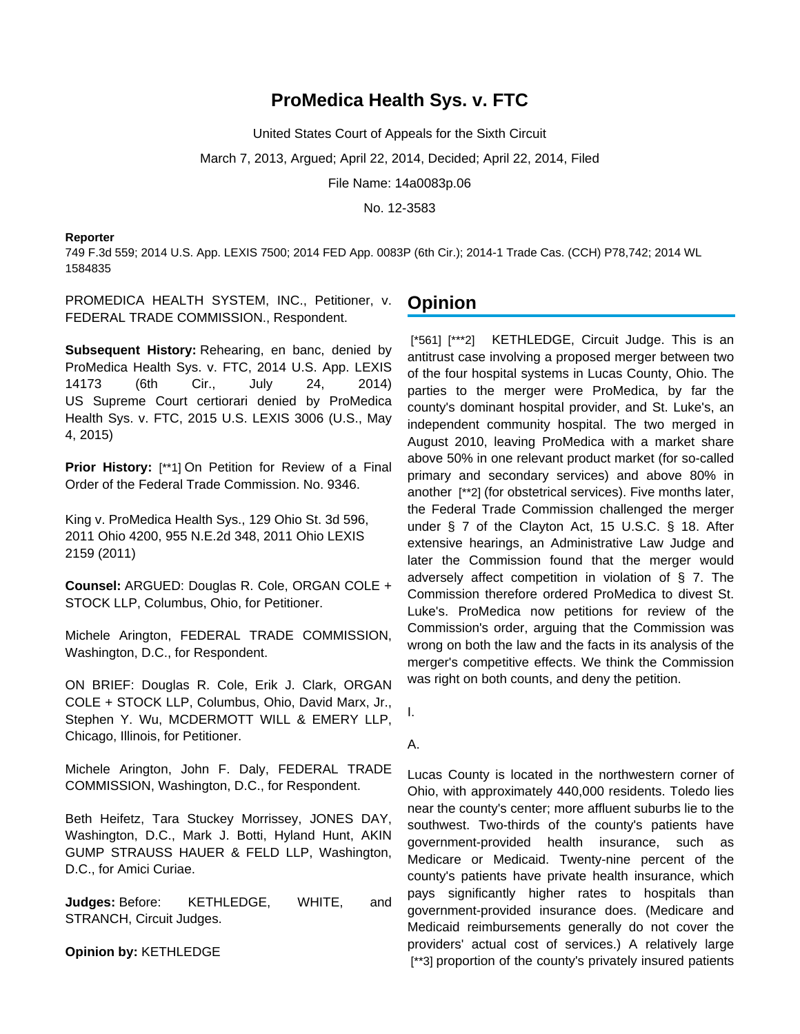# ProMedica Health Sys. v. FTC

United States Court of Appeals for the Sixth Circuit

March 7, 2013, Argued; April 22, 2014, Decided; April 22, 2014, Filed

File Name: 14a0083p.06

No. 12-3583

**Reporter**

749 F.3d 559; 2014 U.S. App. LEXIS 7500; 2014 FED App. 0083P (6th Cir.); 2014-1 Trade Cas. (CCH) P78,742; 2014 WL 1584835

PROMEDICA HEALTH SYSTEM, INC., Petitioner, v. FEDERAL TRADE COMMISSION., Respondent.

**Subsequent History:** Rehearing, en banc, denied by ProMedica Health Sys. v. FTC, 2014 U.S. App. LEXIS 14173 (6th Cir., July 24, 2014)
US Supreme Court certiorari denied by ProMedica Health Sys. v. FTC, 2015 U.S. LEXIS 3006 (U.S., May 4, 2015)

**Prior History:** [**1] On Petition for Review of a Final Order of the Federal Trade Commission. No. 9346.

King v. ProMedica Health Sys., 129 Ohio St. 3d 596, 2011 Ohio 4200, 955 N.E.2d 348, 2011 Ohio LEXIS 2159 (2011)

**Counsel:** ARGUED: Douglas R. Cole, ORGAN COLE + STOCK LLP, Columbus, Ohio, for Petitioner.

Michele Arington, FEDERAL TRADE COMMISSION, Washington, D.C., for Respondent.

ON BRIEF: Douglas R. Cole, Erik J. Clark, ORGAN COLE + STOCK LLP, Columbus, Ohio, David Marx, Jr., Stephen Y. Wu, MCDERMOTT WILL & EMERY LLP, Chicago, Illinois, for Petitioner.

Michele Arington, John F. Daly, FEDERAL TRADE COMMISSION, Washington, D.C., for Respondent.

Beth Heifetz, Tara Stuckey Morrissey, JONES DAY, Washington, D.C., Mark J. Botti, Hyland Hunt, AKIN GUMP STRAUSS HAUER & FELD LLP, Washington, D.C., for Amici Curiae.

**Judges:** Before: KETHLEDGE, WHITE, and STRANCH, Circuit Judges.

**Opinion by:** KETHLEDGE

## Opinion

[*561] [***2] KETHLEDGE, Circuit Judge. This is an antitrust case involving a proposed merger between two of the four hospital systems in Lucas County, Ohio. The parties to the merger were ProMedica, by far the county's dominant hospital provider, and St. Luke's, an independent community hospital. The two merged in August 2010, leaving ProMedica with a market share above 50% in one relevant product market (for so-called primary and secondary services) and above 80% in another [**2] (for obstetrical services). Five months later, the Federal Trade Commission challenged the merger under § 7 of the Clayton Act, 15 U.S.C. § 18. After extensive hearings, an Administrative Law Judge and later the Commission found that the merger would adversely affect competition in violation of § 7. The Commission therefore ordered ProMedica to divest St. Luke's. ProMedica now petitions for review of the Commission's order, arguing that the Commission was wrong on both the law and the facts in its analysis of the merger's competitive effects. We think the Commission was right on both counts, and deny the petition.

I.

A.

Lucas County is located in the northwestern corner of Ohio, with approximately 440,000 residents. Toledo lies near the county's center; more affluent suburbs lie to the southwest. Two-thirds of the county's patients have government-provided health insurance, such as Medicare or Medicaid. Twenty-nine percent of the county's patients have private health insurance, which pays significantly higher rates to hospitals than government-provided insurance does. (Medicare and Medicaid reimbursements generally do not cover the providers' actual cost of services.) A relatively large [**3] proportion of the county's privately insured patients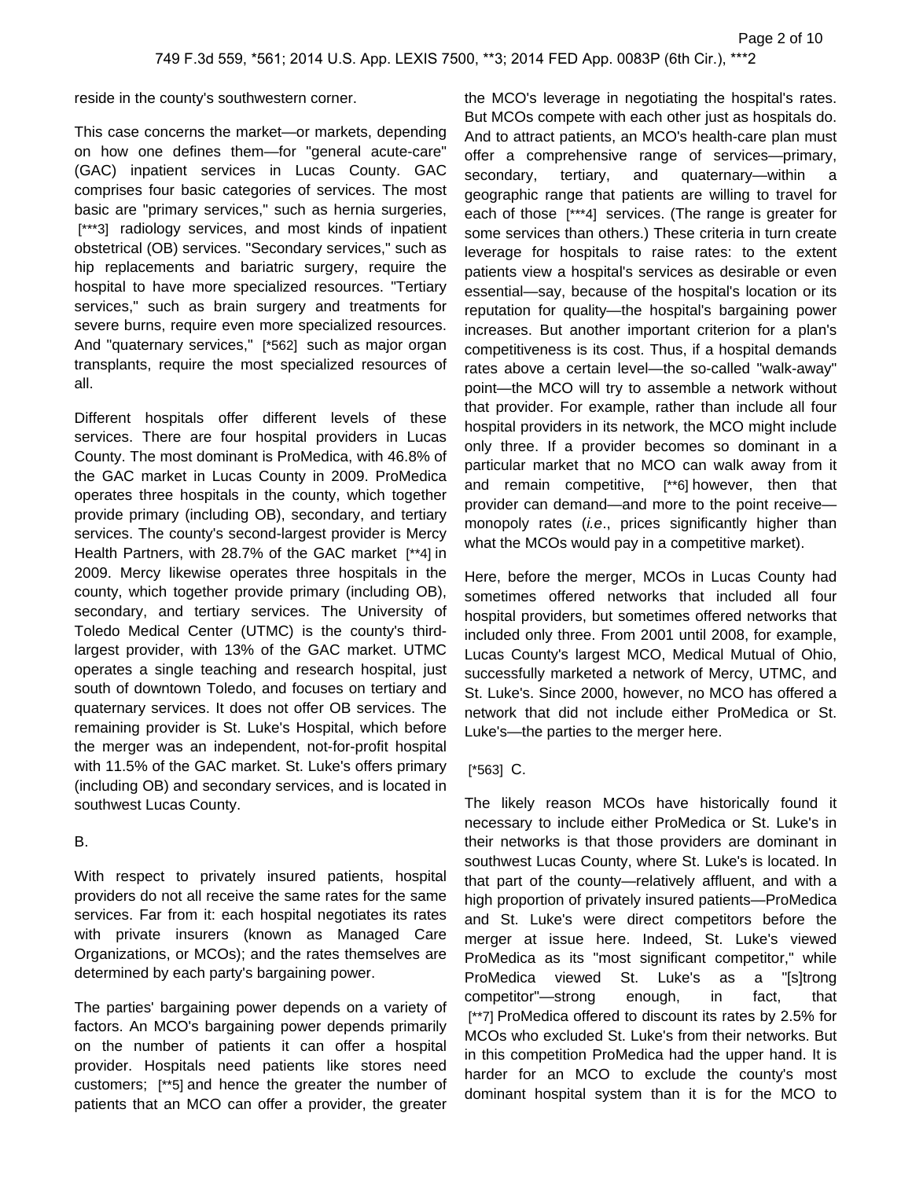reside in the county's southwestern corner.

This case concerns the market—or markets, depending on how one defines them—for "general acute-care" (GAC) inpatient services in Lucas County. GAC comprises four basic categories of services. The most basic are "primary services," such as hernia surgeries, [***3] radiology services, and most kinds of inpatient obstetrical (OB) services. "Secondary services," such as hip replacements and bariatric surgery, require the hospital to have more specialized resources. "Tertiary services," such as brain surgery and treatments for severe burns, require even more specialized resources. And "quaternary services," [*562] such as major organ transplants, require the most specialized resources of all.

Different hospitals offer different levels of these services. There are four hospital providers in Lucas County. The most dominant is ProMedica, with 46.8% of the GAC market in Lucas County in 2009. ProMedica operates three hospitals in the county, which together provide primary (including OB), secondary, and tertiary services. The county's second-largest provider is Mercy Health Partners, with 28.7% of the GAC market [**4] in 2009. Mercy likewise operates three hospitals in the county, which together provide primary (including OB), secondary, and tertiary services. The University of Toledo Medical Center (UTMC) is the county's third-largest provider, with 13% of the GAC market. UTMC operates a single teaching and research hospital, just south of downtown Toledo, and focuses on tertiary and quaternary services. It does not offer OB services. The remaining provider is St. Luke's Hospital, which before the merger was an independent, not-for-profit hospital with 11.5% of the GAC market. St. Luke's offers primary (including OB) and secondary services, and is located in southwest Lucas County.

B.

With respect to privately insured patients, hospital providers do not all receive the same rates for the same services. Far from it: each hospital negotiates its rates with private insurers (known as Managed Care Organizations, or MCOs); and the rates themselves are determined by each party's bargaining power.

The parties' bargaining power depends on a variety of factors. An MCO's bargaining power depends primarily on the number of patients it can offer a hospital provider. Hospitals need patients like stores need customers; [**5] and hence the greater the number of patients that an MCO can offer a provider, the greater the MCO's leverage in negotiating the hospital's rates. But MCOs compete with each other just as hospitals do. And to attract patients, an MCO's health-care plan must offer a comprehensive range of services—primary, secondary, tertiary, and quaternary—within a geographic range that patients are willing to travel for each of those [***4] services. (The range is greater for some services than others.) These criteria in turn create leverage for hospitals to raise rates: to the extent patients view a hospital's services as desirable or even essential—say, because of the hospital's location or its reputation for quality—the hospital's bargaining power increases. But another important criterion for a plan's competitiveness is its cost. Thus, if a hospital demands rates above a certain level—the so-called "walk-away" point—the MCO will try to assemble a network without that provider. For example, rather than include all four hospital providers in its network, the MCO might include only three. If a provider becomes so dominant in a particular market that no MCO can walk away from it and remain competitive, [**6] however, then that provider can demand—and more to the point receive—monopoly rates (*i.e.*, prices significantly higher than what the MCOs would pay in a competitive market).

Here, before the merger, MCOs in Lucas County had sometimes offered networks that included all four hospital providers, but sometimes offered networks that included only three. From 2001 until 2008, for example, Lucas County's largest MCO, Medical Mutual of Ohio, successfully marketed a network of Mercy, UTMC, and St. Luke's. Since 2000, however, no MCO has offered a network that did not include either ProMedica or St. Luke's—the parties to the merger here.

[*563] C.

The likely reason MCOs have historically found it necessary to include either ProMedica or St. Luke's in their networks is that those providers are dominant in southwest Lucas County, where St. Luke's is located. In that part of the county—relatively affluent, and with a high proportion of privately insured patients—ProMedica and St. Luke's were direct competitors before the merger at issue here. Indeed, St. Luke's viewed ProMedica as its "most significant competitor," while ProMedica viewed St. Luke's as a "[s]trong competitor"—strong enough, in fact, that [**7] ProMedica offered to discount its rates by 2.5% for MCOs who excluded St. Luke's from their networks. But in this competition ProMedica had the upper hand. It is harder for an MCO to exclude the county's most dominant hospital system than it is for the MCO to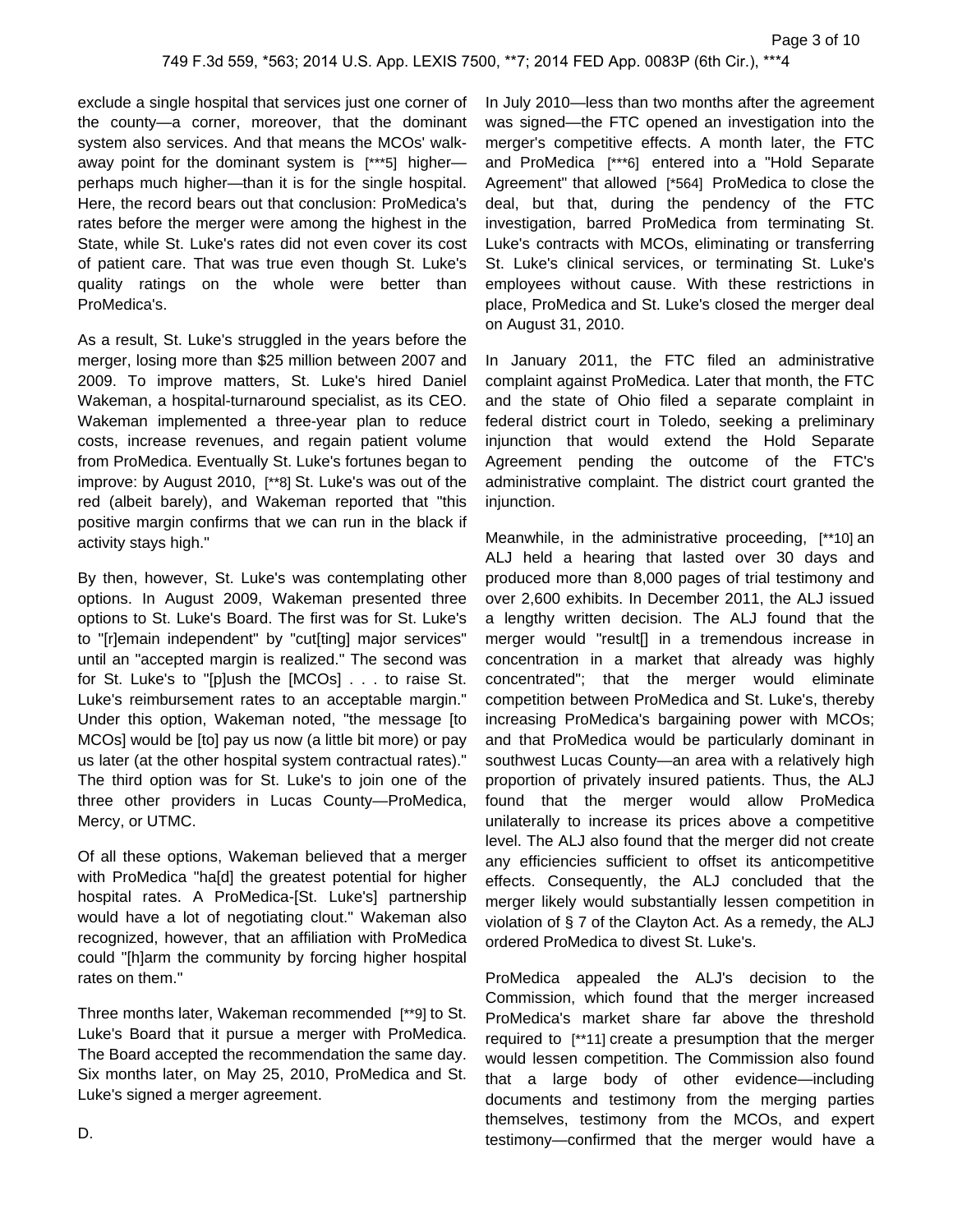exclude a single hospital that services just one corner of the county—a corner, moreover, that the dominant system also services. And that means the MCOs' walk-away point for the dominant system is [***5] higher—perhaps much higher—than it is for the single hospital. Here, the record bears out that conclusion: ProMedica's rates before the merger were among the highest in the State, while St. Luke's rates did not even cover its cost of patient care. That was true even though St. Luke's quality ratings on the whole were better than ProMedica's.

As a result, St. Luke's struggled in the years before the merger, losing more than $25 million between 2007 and 2009. To improve matters, St. Luke's hired Daniel Wakeman, a hospital-turnaround specialist, as its CEO. Wakeman implemented a three-year plan to reduce costs, increase revenues, and regain patient volume from ProMedica. Eventually St. Luke's fortunes began to improve: by August 2010, [**8] St. Luke's was out of the red (albeit barely), and Wakeman reported that "this positive margin confirms that we can run in the black if activity stays high."

By then, however, St. Luke's was contemplating other options. In August 2009, Wakeman presented three options to St. Luke's Board. The first was for St. Luke's to "[r]emain independent" by "cut[ting] major services" until an "accepted margin is realized." The second was for St. Luke's to "[p]ush the [MCOs] . . . to raise St. Luke's reimbursement rates to an acceptable margin." Under this option, Wakeman noted, "the message [to MCOs] would be [to] pay us now (a little bit more) or pay us later (at the other hospital system contractual rates)." The third option was for St. Luke's to join one of the three other providers in Lucas County—ProMedica, Mercy, or UTMC.

Of all these options, Wakeman believed that a merger with ProMedica "ha[d] the greatest potential for higher hospital rates. A ProMedica-[St. Luke's] partnership would have a lot of negotiating clout." Wakeman also recognized, however, that an affiliation with ProMedica could "[h]arm the community by forcing higher hospital rates on them."

Three months later, Wakeman recommended [**9] to St. Luke's Board that it pursue a merger with ProMedica. The Board accepted the recommendation the same day. Six months later, on May 25, 2010, ProMedica and St. Luke's signed a merger agreement.

D.

In July 2010—less than two months after the agreement was signed—the FTC opened an investigation into the merger's competitive effects. A month later, the FTC and ProMedica [***6] entered into a "Hold Separate Agreement" that allowed [*564] ProMedica to close the deal, but that, during the pendency of the FTC investigation, barred ProMedica from terminating St. Luke's contracts with MCOs, eliminating or transferring St. Luke's clinical services, or terminating St. Luke's employees without cause. With these restrictions in place, ProMedica and St. Luke's closed the merger deal on August 31, 2010.

In January 2011, the FTC filed an administrative complaint against ProMedica. Later that month, the FTC and the state of Ohio filed a separate complaint in federal district court in Toledo, seeking a preliminary injunction that would extend the Hold Separate Agreement pending the outcome of the FTC's administrative complaint. The district court granted the injunction.

Meanwhile, in the administrative proceeding, [**10] an ALJ held a hearing that lasted over 30 days and produced more than 8,000 pages of trial testimony and over 2,600 exhibits. In December 2011, the ALJ issued a lengthy written decision. The ALJ found that the merger would "result[] in a tremendous increase in concentration in a market that already was highly concentrated"; that the merger would eliminate competition between ProMedica and St. Luke's, thereby increasing ProMedica's bargaining power with MCOs; and that ProMedica would be particularly dominant in southwest Lucas County—an area with a relatively high proportion of privately insured patients. Thus, the ALJ found that the merger would allow ProMedica unilaterally to increase its prices above a competitive level. The ALJ also found that the merger did not create any efficiencies sufficient to offset its anticompetitive effects. Consequently, the ALJ concluded that the merger likely would substantially lessen competition in violation of § 7 of the Clayton Act. As a remedy, the ALJ ordered ProMedica to divest St. Luke's.

ProMedica appealed the ALJ's decision to the Commission, which found that the merger increased ProMedica's market share far above the threshold required to [**11] create a presumption that the merger would lessen competition. The Commission also found that a large body of other evidence—including documents and testimony from the merging parties themselves, testimony from the MCOs, and expert testimony—confirmed that the merger would have a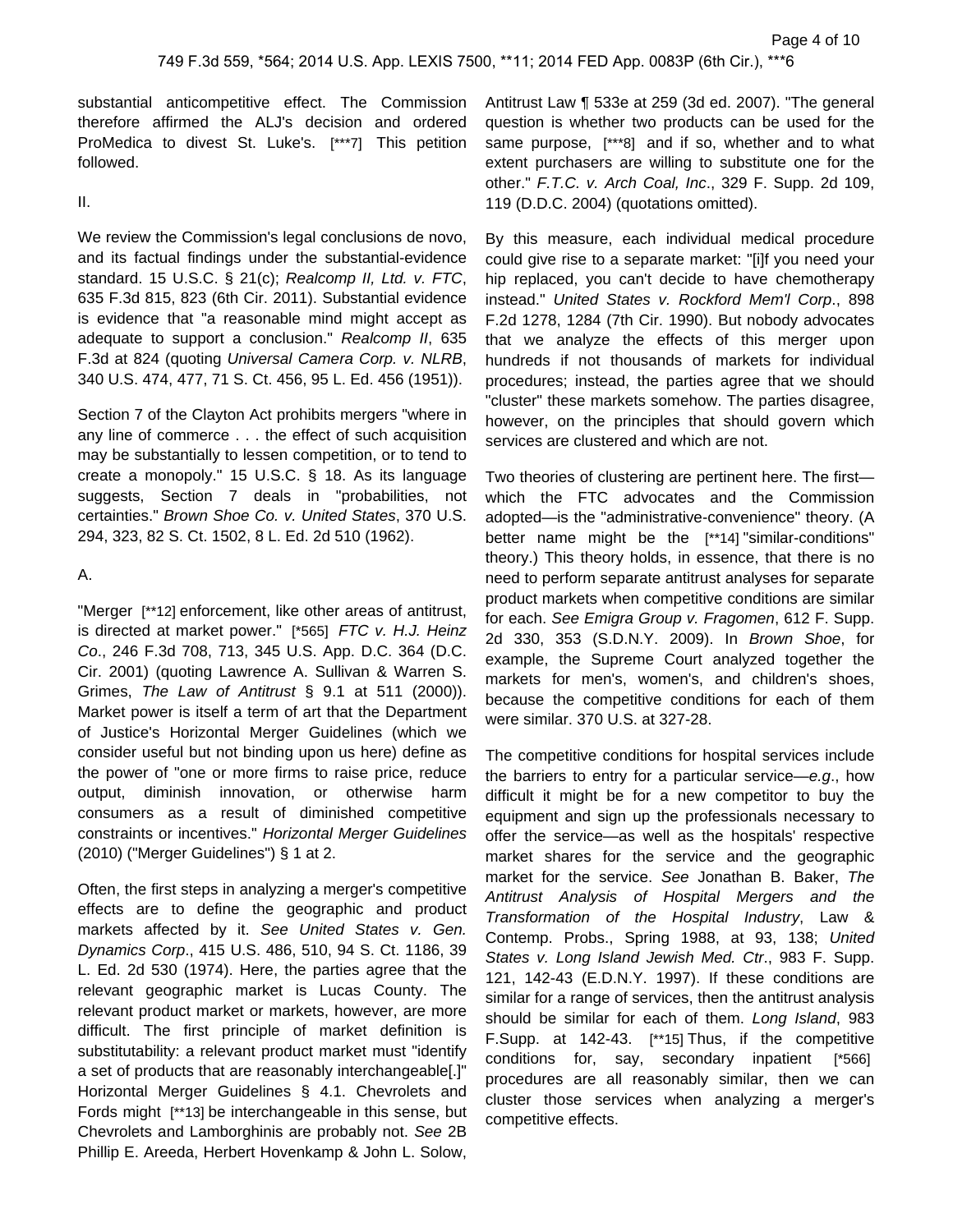substantial anticompetitive effect. The Commission therefore affirmed the ALJ's decision and ordered ProMedica to divest St. Luke's. [***7] This petition followed.

II.

We review the Commission's legal conclusions de novo, and its factual findings under the substantial-evidence standard. 15 U.S.C. § 21(c); *Realcomp II, Ltd. v. FTC*, 635 F.3d 815, 823 (6th Cir. 2011). Substantial evidence is evidence that "a reasonable mind might accept as adequate to support a conclusion." *Realcomp II*, 635 F.3d at 824 (quoting *Universal Camera Corp. v. NLRB*, 340 U.S. 474, 477, 71 S. Ct. 456, 95 L. Ed. 456 (1951)).

Section 7 of the Clayton Act prohibits mergers "where in any line of commerce . . . the effect of such acquisition may be substantially to lessen competition, or to tend to create a monopoly." 15 U.S.C. § 18. As its language suggests, Section 7 deals in "probabilities, not certainties." *Brown Shoe Co. v. United States*, 370 U.S. 294, 323, 82 S. Ct. 1502, 8 L. Ed. 2d 510 (1962).

A.

"Merger [**12] enforcement, like other areas of antitrust, is directed at market power." [*565] *FTC v. H.J. Heinz Co*., 246 F.3d 708, 713, 345 U.S. App. D.C. 364 (D.C. Cir. 2001) (quoting Lawrence A. Sullivan & Warren S. Grimes, *The Law of Antitrust* § 9.1 at 511 (2000)). Market power is itself a term of art that the Department of Justice's Horizontal Merger Guidelines (which we consider useful but not binding upon us here) define as the power of "one or more firms to raise price, reduce output, diminish innovation, or otherwise harm consumers as a result of diminished competitive constraints or incentives." *Horizontal Merger Guidelines* (2010) ("Merger Guidelines") § 1 at 2.

Often, the first steps in analyzing a merger's competitive effects are to define the geographic and product markets affected by it. *See United States v. Gen. Dynamics Corp*., 415 U.S. 486, 510, 94 S. Ct. 1186, 39 L. Ed. 2d 530 (1974). Here, the parties agree that the relevant geographic market is Lucas County. The relevant product market or markets, however, are more difficult. The first principle of market definition is substitutability: a relevant product market must "identify a set of products that are reasonably interchangeable[.]" Horizontal Merger Guidelines § 4.1. Chevrolets and Fords might [**13] be interchangeable in this sense, but Chevrolets and Lamborghinis are probably not. *See* 2B Phillip E. Areeda, Herbert Hovenkamp & John L. Solow, Antitrust Law ¶ 533e at 259 (3d ed. 2007). "The general question is whether two products can be used for the same purpose, [***8] and if so, whether and to what extent purchasers are willing to substitute one for the other." *F.T.C. v. Arch Coal, Inc*., 329 F. Supp. 2d 109, 119 (D.D.C. 2004) (quotations omitted).

By this measure, each individual medical procedure could give rise to a separate market: "[i]f you need your hip replaced, you can't decide to have chemotherapy instead." *United States v. Rockford Mem'l Corp*., 898 F.2d 1278, 1284 (7th Cir. 1990). But nobody advocates that we analyze the effects of this merger upon hundreds if not thousands of markets for individual procedures; instead, the parties agree that we should "cluster" these markets somehow. The parties disagree, however, on the principles that should govern which services are clustered and which are not.

Two theories of clustering are pertinent here. The first—which the FTC advocates and the Commission adopted—is the "administrative-convenience" theory. (A better name might be the [**14] "similar-conditions" theory.) This theory holds, in essence, that there is no need to perform separate antitrust analyses for separate product markets when competitive conditions are similar for each. *See Emigra Group v. Fragomen*, 612 F. Supp. 2d 330, 353 (S.D.N.Y. 2009). In *Brown Shoe*, for example, the Supreme Court analyzed together the markets for men's, women's, and children's shoes, because the competitive conditions for each of them were similar. 370 U.S. at 327-28.

The competitive conditions for hospital services include the barriers to entry for a particular service—*e.g.*, how difficult it might be for a new competitor to buy the equipment and sign up the professionals necessary to offer the service—as well as the hospitals' respective market shares for the service and the geographic market for the service. *See* Jonathan B. Baker, *The Antitrust Analysis of Hospital Mergers and the Transformation of the Hospital Industry*, Law & Contemp. Probs., Spring 1988, at 93, 138; *United States v. Long Island Jewish Med. Ctr*., 983 F. Supp. 121, 142-43 (E.D.N.Y. 1997). If these conditions are similar for a range of services, then the antitrust analysis should be similar for each of them. *Long Island*, 983 F.Supp. at 142-43. [**15] Thus, if the competitive conditions for, say, secondary inpatient [*566] procedures are all reasonably similar, then we can cluster those services when analyzing a merger's competitive effects.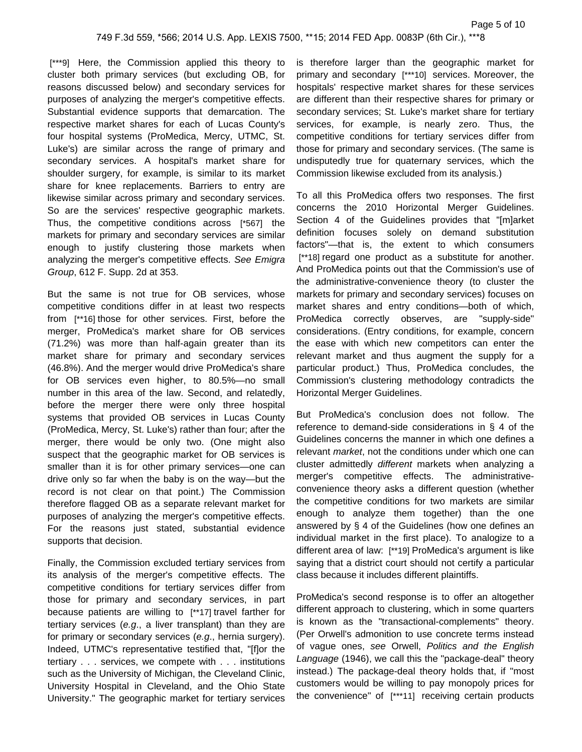[***9] Here, the Commission applied this theory to cluster both primary services (but excluding OB, for reasons discussed below) and secondary services for purposes of analyzing the merger's competitive effects. Substantial evidence supports that demarcation. The respective market shares for each of Lucas County's four hospital systems (ProMedica, Mercy, UTMC, St. Luke's) are similar across the range of primary and secondary services. A hospital's market share for shoulder surgery, for example, is similar to its market share for knee replacements. Barriers to entry are likewise similar across primary and secondary services. So are the services' respective geographic markets. Thus, the competitive conditions across [*567] the markets for primary and secondary services are similar enough to justify clustering those markets when analyzing the merger's competitive effects. *See Emigra Group*, 612 F. Supp. 2d at 353.

But the same is not true for OB services, whose competitive conditions differ in at least two respects from [**16] those for other services. First, before the merger, ProMedica's market share for OB services (71.2%) was more than half-again greater than its market share for primary and secondary services (46.8%). And the merger would drive ProMedica's share for OB services even higher, to 80.5%—no small number in this area of the law. Second, and relatedly, before the merger there were only three hospital systems that provided OB services in Lucas County (ProMedica, Mercy, St. Luke's) rather than four; after the merger, there would be only two. (One might also suspect that the geographic market for OB services is smaller than it is for other primary services—one can drive only so far when the baby is on the way—but the record is not clear on that point.) The Commission therefore flagged OB as a separate relevant market for purposes of analyzing the merger's competitive effects. For the reasons just stated, substantial evidence supports that decision.

Finally, the Commission excluded tertiary services from its analysis of the merger's competitive effects. The competitive conditions for tertiary services differ from those for primary and secondary services, in part because patients are willing to [**17] travel farther for tertiary services (*e.g*., a liver transplant) than they are for primary or secondary services (*e.g*., hernia surgery). Indeed, UTMC's representative testified that, "[f]or the tertiary . . . services, we compete with . . . institutions such as the University of Michigan, the Cleveland Clinic, University Hospital in Cleveland, and the Ohio State University." The geographic market for tertiary services is therefore larger than the geographic market for primary and secondary [***10] services. Moreover, the hospitals' respective market shares for these services are different than their respective shares for primary or secondary services; St. Luke's market share for tertiary services, for example, is nearly zero. Thus, the competitive conditions for tertiary services differ from those for primary and secondary services. (The same is undisputedly true for quaternary services, which the Commission likewise excluded from its analysis.)

To all this ProMedica offers two responses. The first concerns the 2010 Horizontal Merger Guidelines. Section 4 of the Guidelines provides that "[m]arket definition focuses solely on demand substitution factors"—that is, the extent to which consumers [**18] regard one product as a substitute for another. And ProMedica points out that the Commission's use of the administrative-convenience theory (to cluster the markets for primary and secondary services) focuses on market shares and entry conditions—both of which, ProMedica correctly observes, are "supply-side" considerations. (Entry conditions, for example, concern the ease with which new competitors can enter the relevant market and thus augment the supply for a particular product.) Thus, ProMedica concludes, the Commission's clustering methodology contradicts the Horizontal Merger Guidelines.

But ProMedica's conclusion does not follow. The reference to demand-side considerations in § 4 of the Guidelines concerns the manner in which one defines a relevant *market*, not the conditions under which one can cluster admittedly *different* markets when analyzing a merger's competitive effects. The administrative-convenience theory asks a different question (whether the competitive conditions for two markets are similar enough to analyze them together) than the one answered by § 4 of the Guidelines (how one defines an individual market in the first place). To analogize to a different area of law: [**19] ProMedica's argument is like saying that a district court should not certify a particular class because it includes different plaintiffs.

ProMedica's second response is to offer an altogether different approach to clustering, which in some quarters is known as the "transactional-complements" theory. (Per Orwell's admonition to use concrete terms instead of vague ones, *see* Orwell, *Politics and the English Language* (1946), we call this the "package-deal" theory instead.) The package-deal theory holds that, if "most customers would be willing to pay monopoly prices for the convenience" of [***11] receiving certain products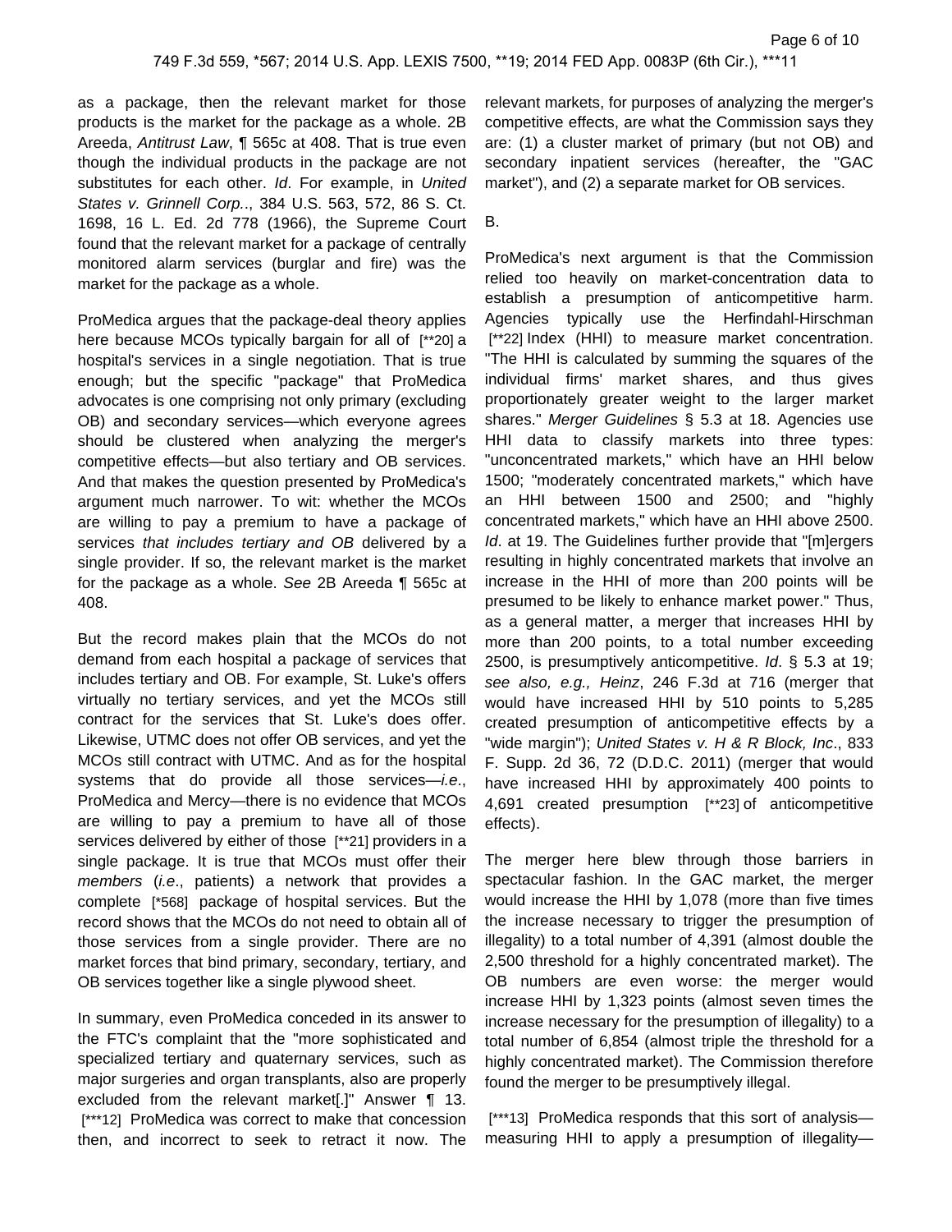as a package, then the relevant market for those products is the market for the package as a whole. 2B Areeda, *Antitrust Law*, ¶ 565c at 408. That is true even though the individual products in the package are not substitutes for each other. *Id*. For example, in *United States v. Grinnell Corp.*., 384 U.S. 563, 572, 86 S. Ct. 1698, 16 L. Ed. 2d 778 (1966), the Supreme Court found that the relevant market for a package of centrally monitored alarm services (burglar and fire) was the market for the package as a whole.

ProMedica argues that the package-deal theory applies here because MCOs typically bargain for all of [**20] a hospital's services in a single negotiation. That is true enough; but the specific "package" that ProMedica advocates is one comprising not only primary (excluding OB) and secondary services—which everyone agrees should be clustered when analyzing the merger's competitive effects—but also tertiary and OB services. And that makes the question presented by ProMedica's argument much narrower. To wit: whether the MCOs are willing to pay a premium to have a package of services *that includes tertiary and OB* delivered by a single provider. If so, the relevant market is the market for the package as a whole. *See* 2B Areeda ¶ 565c at 408.

But the record makes plain that the MCOs do not demand from each hospital a package of services that includes tertiary and OB. For example, St. Luke's offers virtually no tertiary services, and yet the MCOs still contract for the services that St. Luke's does offer. Likewise, UTMC does not offer OB services, and yet the MCOs still contract with UTMC. And as for the hospital systems that do provide all those services—*i.e.*, ProMedica and Mercy—there is no evidence that MCOs are willing to pay a premium to have all of those services delivered by either of those [**21] providers in a single package. It is true that MCOs must offer their *members* (*i.e*., patients) a network that provides a complete [*568] package of hospital services. But the record shows that the MCOs do not need to obtain all of those services from a single provider. There are no market forces that bind primary, secondary, tertiary, and OB services together like a single plywood sheet.

In summary, even ProMedica conceded in its answer to the FTC's complaint that the "more sophisticated and specialized tertiary and quaternary services, such as major surgeries and organ transplants, also are properly excluded from the relevant market[.]" Answer ¶ 13. [***12] ProMedica was correct to make that concession then, and incorrect to seek to retract it now. The relevant markets, for purposes of analyzing the merger's competitive effects, are what the Commission says they are: (1) a cluster market of primary (but not OB) and secondary inpatient services (hereafter, the "GAC market"), and (2) a separate market for OB services.

B.

ProMedica's next argument is that the Commission relied too heavily on market-concentration data to establish a presumption of anticompetitive harm. Agencies typically use the Herfindahl-Hirschman [**22] Index (HHI) to measure market concentration. "The HHI is calculated by summing the squares of the individual firms' market shares, and thus gives proportionately greater weight to the larger market shares." *Merger Guidelines* § 5.3 at 18. Agencies use HHI data to classify markets into three types: "unconcentrated markets," which have an HHI below 1500; "moderately concentrated markets," which have an HHI between 1500 and 2500; and "highly concentrated markets," which have an HHI above 2500. *Id*. at 19. The Guidelines further provide that "[m]ergers resulting in highly concentrated markets that involve an increase in the HHI of more than 200 points will be presumed to be likely to enhance market power." Thus, as a general matter, a merger that increases HHI by more than 200 points, to a total number exceeding 2500, is presumptively anticompetitive. *Id*. § 5.3 at 19; *see also, e.g., Heinz*, 246 F.3d at 716 (merger that would have increased HHI by 510 points to 5,285 created presumption of anticompetitive effects by a "wide margin"); *United States v. H & R Block, Inc*., 833 F. Supp. 2d 36, 72 (D.D.C. 2011) (merger that would have increased HHI by approximately 400 points to 4,691 created presumption [**23] of anticompetitive effects).

The merger here blew through those barriers in spectacular fashion. In the GAC market, the merger would increase the HHI by 1,078 (more than five times the increase necessary to trigger the presumption of illegality) to a total number of 4,391 (almost double the 2,500 threshold for a highly concentrated market). The OB numbers are even worse: the merger would increase HHI by 1,323 points (almost seven times the increase necessary for the presumption of illegality) to a total number of 6,854 (almost triple the threshold for a highly concentrated market). The Commission therefore found the merger to be presumptively illegal.

[***13] ProMedica responds that this sort of analysis—measuring HHI to apply a presumption of illegality—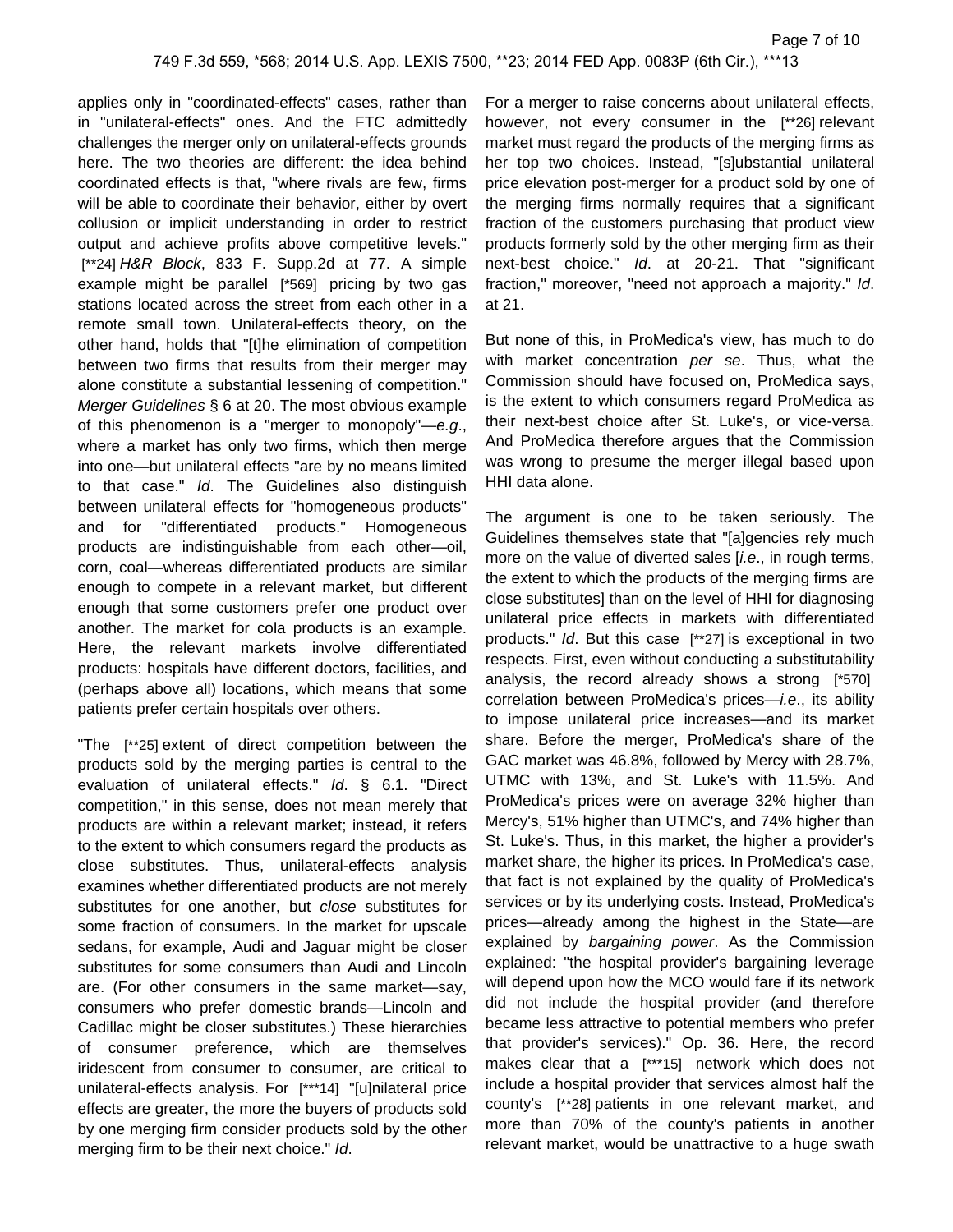applies only in "coordinated-effects" cases, rather than in "unilateral-effects" ones. And the FTC admittedly challenges the merger only on unilateral-effects grounds here. The two theories are different: the idea behind coordinated effects is that, "where rivals are few, firms will be able to coordinate their behavior, either by overt collusion or implicit understanding in order to restrict output and achieve profits above competitive levels." [**24] *H&R Block*, 833 F. Supp.2d at 77. A simple example might be parallel [*569] pricing by two gas stations located across the street from each other in a remote small town. Unilateral-effects theory, on the other hand, holds that "[t]he elimination of competition between two firms that results from their merger may alone constitute a substantial lessening of competition." *Merger Guidelines* § 6 at 20. The most obvious example of this phenomenon is a "merger to monopoly"—*e.g.*, where a market has only two firms, which then merge into one—but unilateral effects "are by no means limited to that case." *Id*. The Guidelines also distinguish between unilateral effects for "homogeneous products" and for "differentiated products." Homogeneous products are indistinguishable from each other—oil, corn, coal—whereas differentiated products are similar enough to compete in a relevant market, but different enough that some customers prefer one product over another. The market for cola products is an example. Here, the relevant markets involve differentiated products: hospitals have different doctors, facilities, and (perhaps above all) locations, which means that some patients prefer certain hospitals over others.

"The [**25] extent of direct competition between the products sold by the merging parties is central to the evaluation of unilateral effects." *Id*. § 6.1. "Direct competition," in this sense, does not mean merely that products are within a relevant market; instead, it refers to the extent to which consumers regard the products as close substitutes. Thus, unilateral-effects analysis examines whether differentiated products are not merely substitutes for one another, but *close* substitutes for some fraction of consumers. In the market for upscale sedans, for example, Audi and Jaguar might be closer substitutes for some consumers than Audi and Lincoln are. (For other consumers in the same market—say, consumers who prefer domestic brands—Lincoln and Cadillac might be closer substitutes.) These hierarchies of consumer preference, which are themselves iridescent from consumer to consumer, are critical to unilateral-effects analysis. For [***14] "[u]nilateral price effects are greater, the more the buyers of products sold by one merging firm consider products sold by the other merging firm to be their next choice." *Id*.

For a merger to raise concerns about unilateral effects, however, not every consumer in the [**26] relevant market must regard the products of the merging firms as her top two choices. Instead, "[s]ubstantial unilateral price elevation post-merger for a product sold by one of the merging firms normally requires that a significant fraction of the customers purchasing that product view products formerly sold by the other merging firm as their next-best choice." *Id*. at 20-21. That "significant fraction," moreover, "need not approach a majority." *Id*. at 21.

But none of this, in ProMedica's view, has much to do with market concentration *per se*. Thus, what the Commission should have focused on, ProMedica says, is the extent to which consumers regard ProMedica as their next-best choice after St. Luke's, or vice-versa. And ProMedica therefore argues that the Commission was wrong to presume the merger illegal based upon HHI data alone.

The argument is one to be taken seriously. The Guidelines themselves state that "[a]gencies rely much more on the value of diverted sales [*i.e*., in rough terms, the extent to which the products of the merging firms are close substitutes] than on the level of HHI for diagnosing unilateral price effects in markets with differentiated products." *Id*. But this case [**27] is exceptional in two respects. First, even without conducting a substitutability analysis, the record already shows a strong [*570] correlation between ProMedica's prices—*i.e*., its ability to impose unilateral price increases—and its market share. Before the merger, ProMedica's share of the GAC market was 46.8%, followed by Mercy with 28.7%, UTMC with 13%, and St. Luke's with 11.5%. And ProMedica's prices were on average 32% higher than Mercy's, 51% higher than UTMC's, and 74% higher than St. Luke's. Thus, in this market, the higher a provider's market share, the higher its prices. In ProMedica's case, that fact is not explained by the quality of ProMedica's services or by its underlying costs. Instead, ProMedica's prices—already among the highest in the State—are explained by *bargaining power*. As the Commission explained: "the hospital provider's bargaining leverage will depend upon how the MCO would fare if its network did not include the hospital provider (and therefore became less attractive to potential members who prefer that provider's services)." Op. 36. Here, the record makes clear that a [***15] network which does not include a hospital provider that services almost half the county's [**28] patients in one relevant market, and more than 70% of the county's patients in another relevant market, would be unattractive to a huge swath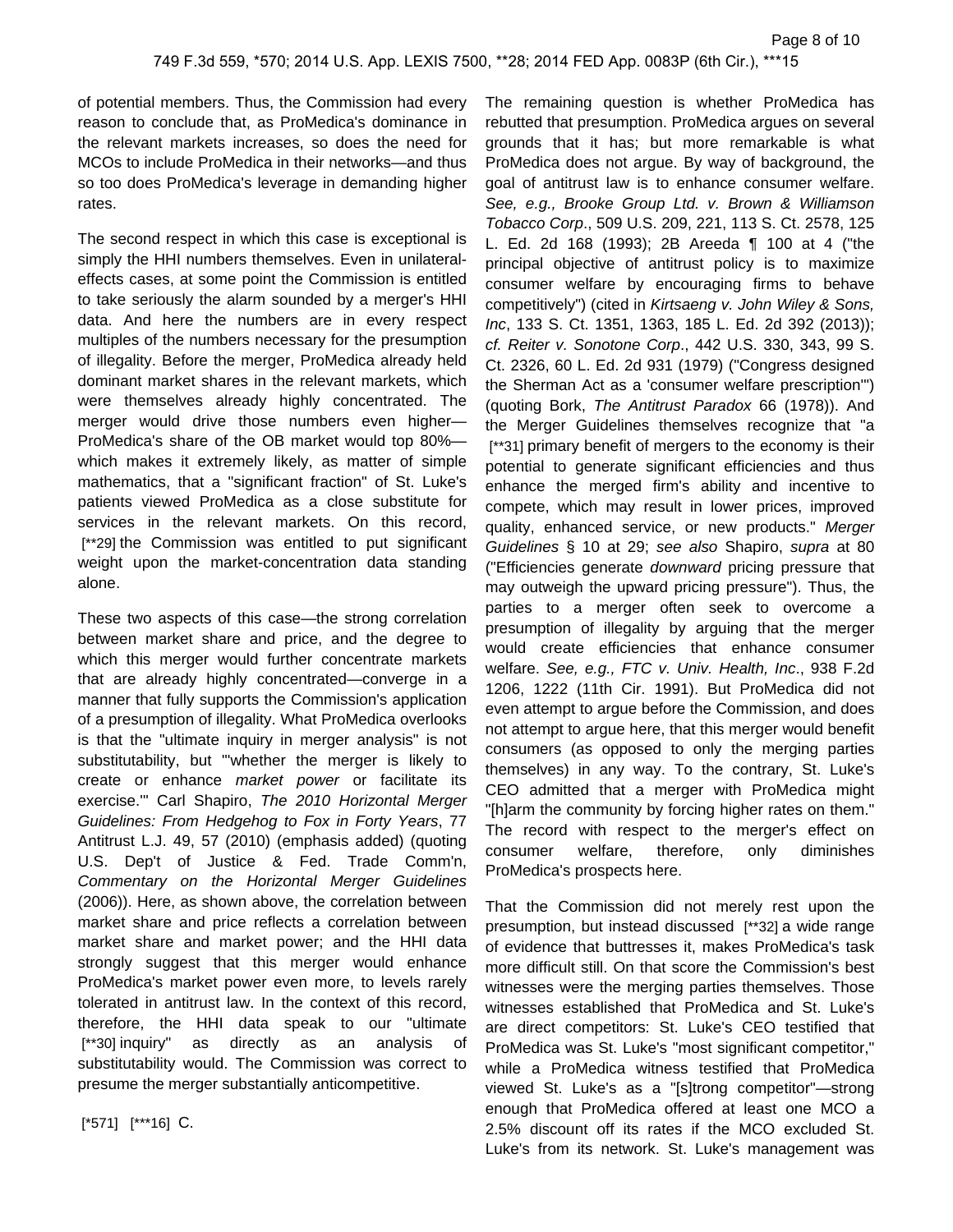of potential members. Thus, the Commission had every reason to conclude that, as ProMedica's dominance in the relevant markets increases, so does the need for MCOs to include ProMedica in their networks—and thus so too does ProMedica's leverage in demanding higher rates.

The second respect in which this case is exceptional is simply the HHI numbers themselves. Even in unilateral-effects cases, at some point the Commission is entitled to take seriously the alarm sounded by a merger's HHI data. And here the numbers are in every respect multiples of the numbers necessary for the presumption of illegality. Before the merger, ProMedica already held dominant market shares in the relevant markets, which were themselves already highly concentrated. The merger would drive those numbers even higher—ProMedica's share of the OB market would top 80%—which makes it extremely likely, as matter of simple mathematics, that a "significant fraction" of St. Luke's patients viewed ProMedica as a close substitute for services in the relevant markets. On this record, [**29] the Commission was entitled to put significant weight upon the market-concentration data standing alone.

These two aspects of this case—the strong correlation between market share and price, and the degree to which this merger would further concentrate markets that are already highly concentrated—converge in a manner that fully supports the Commission's application of a presumption of illegality. What ProMedica overlooks is that the "ultimate inquiry in merger analysis" is not substitutability, but "'whether the merger is likely to create or enhance *market power* or facilitate its exercise.'" Carl Shapiro, *The 2010 Horizontal Merger Guidelines: From Hedgehog to Fox in Forty Years*, 77 Antitrust L.J. 49, 57 (2010) (emphasis added) (quoting U.S. Dep't of Justice & Fed. Trade Comm'n, *Commentary on the Horizontal Merger Guidelines* (2006)). Here, as shown above, the correlation between market share and price reflects a correlation between market share and market power; and the HHI data strongly suggest that this merger would enhance ProMedica's market power even more, to levels rarely tolerated in antitrust law. In the context of this record, therefore, the HHI data speak to our "ultimate [**30] inquiry" as directly as an analysis of substitutability would. The Commission was correct to presume the merger substantially anticompetitive.

[*571] [***16] C.

The remaining question is whether ProMedica has rebutted that presumption. ProMedica argues on several grounds that it has; but more remarkable is what ProMedica does not argue. By way of background, the goal of antitrust law is to enhance consumer welfare. *See, e.g., Brooke Group Ltd. v. Brown & Williamson Tobacco Corp*., 509 U.S. 209, 221, 113 S. Ct. 2578, 125 L. Ed. 2d 168 (1993); 2B Areeda ¶ 100 at 4 ("the principal objective of antitrust policy is to maximize consumer welfare by encouraging firms to behave competitively") (cited in *Kirtsaeng v. John Wiley & Sons, Inc*, 133 S. Ct. 1351, 1363, 185 L. Ed. 2d 392 (2013)); *cf. Reiter v. Sonotone Corp*., 442 U.S. 330, 343, 99 S. Ct. 2326, 60 L. Ed. 2d 931 (1979) ("Congress designed the Sherman Act as a 'consumer welfare prescription'") (quoting Bork, *The Antitrust Paradox* 66 (1978)). And the Merger Guidelines themselves recognize that "a [**31] primary benefit of mergers to the economy is their potential to generate significant efficiencies and thus enhance the merged firm's ability and incentive to compete, which may result in lower prices, improved quality, enhanced service, or new products." *Merger Guidelines* § 10 at 29; *see also* Shapiro, *supra* at 80 ("Efficiencies generate *downward* pricing pressure that may outweigh the upward pricing pressure"). Thus, the parties to a merger often seek to overcome a presumption of illegality by arguing that the merger would create efficiencies that enhance consumer welfare. *See, e.g., FTC v. Univ. Health, Inc*., 938 F.2d 1206, 1222 (11th Cir. 1991). But ProMedica did not even attempt to argue before the Commission, and does not attempt to argue here, that this merger would benefit consumers (as opposed to only the merging parties themselves) in any way. To the contrary, St. Luke's CEO admitted that a merger with ProMedica might "[h]arm the community by forcing higher rates on them." The record with respect to the merger's effect on consumer welfare, therefore, only diminishes ProMedica's prospects here.

That the Commission did not merely rest upon the presumption, but instead discussed [**32] a wide range of evidence that buttresses it, makes ProMedica's task more difficult still. On that score the Commission's best witnesses were the merging parties themselves. Those witnesses established that ProMedica and St. Luke's are direct competitors: St. Luke's CEO testified that ProMedica was St. Luke's "most significant competitor," while a ProMedica witness testified that ProMedica viewed St. Luke's as a "[s]trong competitor"—strong enough that ProMedica offered at least one MCO a 2.5% discount off its rates if the MCO excluded St. Luke's from its network. St. Luke's management was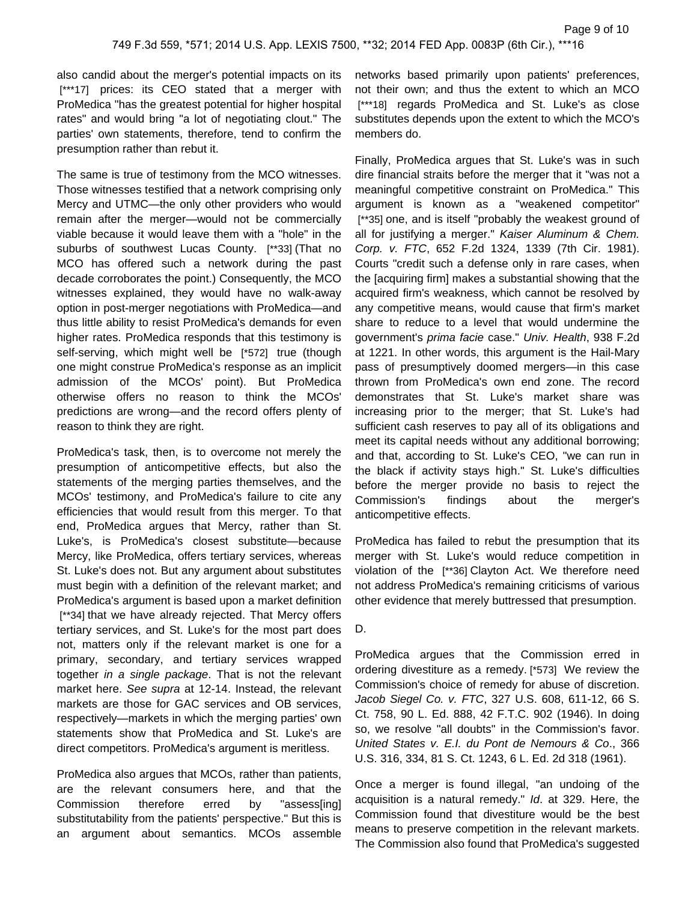also candid about the merger's potential impacts on its [***17] prices: its CEO stated that a merger with ProMedica "has the greatest potential for higher hospital rates" and would bring "a lot of negotiating clout." The parties' own statements, therefore, tend to confirm the presumption rather than rebut it.

The same is true of testimony from the MCO witnesses. Those witnesses testified that a network comprising only Mercy and UTMC—the only other providers who would remain after the merger—would not be commercially viable because it would leave them with a "hole" in the suburbs of southwest Lucas County. [**33] (That no MCO has offered such a network during the past decade corroborates the point.) Consequently, the MCO witnesses explained, they would have no walk-away option in post-merger negotiations with ProMedica—and thus little ability to resist ProMedica's demands for even higher rates. ProMedica responds that this testimony is self-serving, which might well be [*572] true (though one might construe ProMedica's response as an implicit admission of the MCOs' point). But ProMedica otherwise offers no reason to think the MCOs' predictions are wrong—and the record offers plenty of reason to think they are right.

ProMedica's task, then, is to overcome not merely the presumption of anticompetitive effects, but also the statements of the merging parties themselves, and the MCOs' testimony, and ProMedica's failure to cite any efficiencies that would result from this merger. To that end, ProMedica argues that Mercy, rather than St. Luke's, is ProMedica's closest substitute—because Mercy, like ProMedica, offers tertiary services, whereas St. Luke's does not. But any argument about substitutes must begin with a definition of the relevant market; and ProMedica's argument is based upon a market definition [**34] that we have already rejected. That Mercy offers tertiary services, and St. Luke's for the most part does not, matters only if the relevant market is one for a primary, secondary, and tertiary services wrapped together *in a single package*. That is not the relevant market here. *See supra* at 12-14. Instead, the relevant markets are those for GAC services and OB services, respectively—markets in which the merging parties' own statements show that ProMedica and St. Luke's are direct competitors. ProMedica's argument is meritless.

ProMedica also argues that MCOs, rather than patients, are the relevant consumers here, and that the Commission therefore erred by "assess[ing] substitutability from the patients' perspective." But this is an argument about semantics. MCOs assemble networks based primarily upon patients' preferences, not their own; and thus the extent to which an MCO [***18] regards ProMedica and St. Luke's as close substitutes depends upon the extent to which the MCO's members do.

Finally, ProMedica argues that St. Luke's was in such dire financial straits before the merger that it "was not a meaningful competitive constraint on ProMedica." This argument is known as a "weakened competitor" [**35] one, and is itself "probably the weakest ground of all for justifying a merger." *Kaiser Aluminum & Chem. Corp. v. FTC*, 652 F.2d 1324, 1339 (7th Cir. 1981). Courts "credit such a defense only in rare cases, when the [acquiring firm] makes a substantial showing that the acquired firm's weakness, which cannot be resolved by any competitive means, would cause that firm's market share to reduce to a level that would undermine the government's *prima facie* case." *Univ. Health*, 938 F.2d at 1221. In other words, this argument is the Hail-Mary pass of presumptively doomed mergers—in this case thrown from ProMedica's own end zone. The record demonstrates that St. Luke's market share was increasing prior to the merger; that St. Luke's had sufficient cash reserves to pay all of its obligations and meet its capital needs without any additional borrowing; and that, according to St. Luke's CEO, "we can run in the black if activity stays high." St. Luke's difficulties before the merger provide no basis to reject the Commission's findings about the merger's anticompetitive effects.

ProMedica has failed to rebut the presumption that its merger with St. Luke's would reduce competition in violation of the [**36] Clayton Act. We therefore need not address ProMedica's remaining criticisms of various other evidence that merely buttressed that presumption.

D.

ProMedica argues that the Commission erred in ordering divestiture as a remedy. [*573] We review the Commission's choice of remedy for abuse of discretion. *Jacob Siegel Co. v. FTC*, 327 U.S. 608, 611-12, 66 S. Ct. 758, 90 L. Ed. 888, 42 F.T.C. 902 (1946). In doing so, we resolve "all doubts" in the Commission's favor. *United States v. E.I. du Pont de Nemours & Co*., 366 U.S. 316, 334, 81 S. Ct. 1243, 6 L. Ed. 2d 318 (1961).

Once a merger is found illegal, "an undoing of the acquisition is a natural remedy." *Id*. at 329. Here, the Commission found that divestiture would be the best means to preserve competition in the relevant markets. The Commission also found that ProMedica's suggested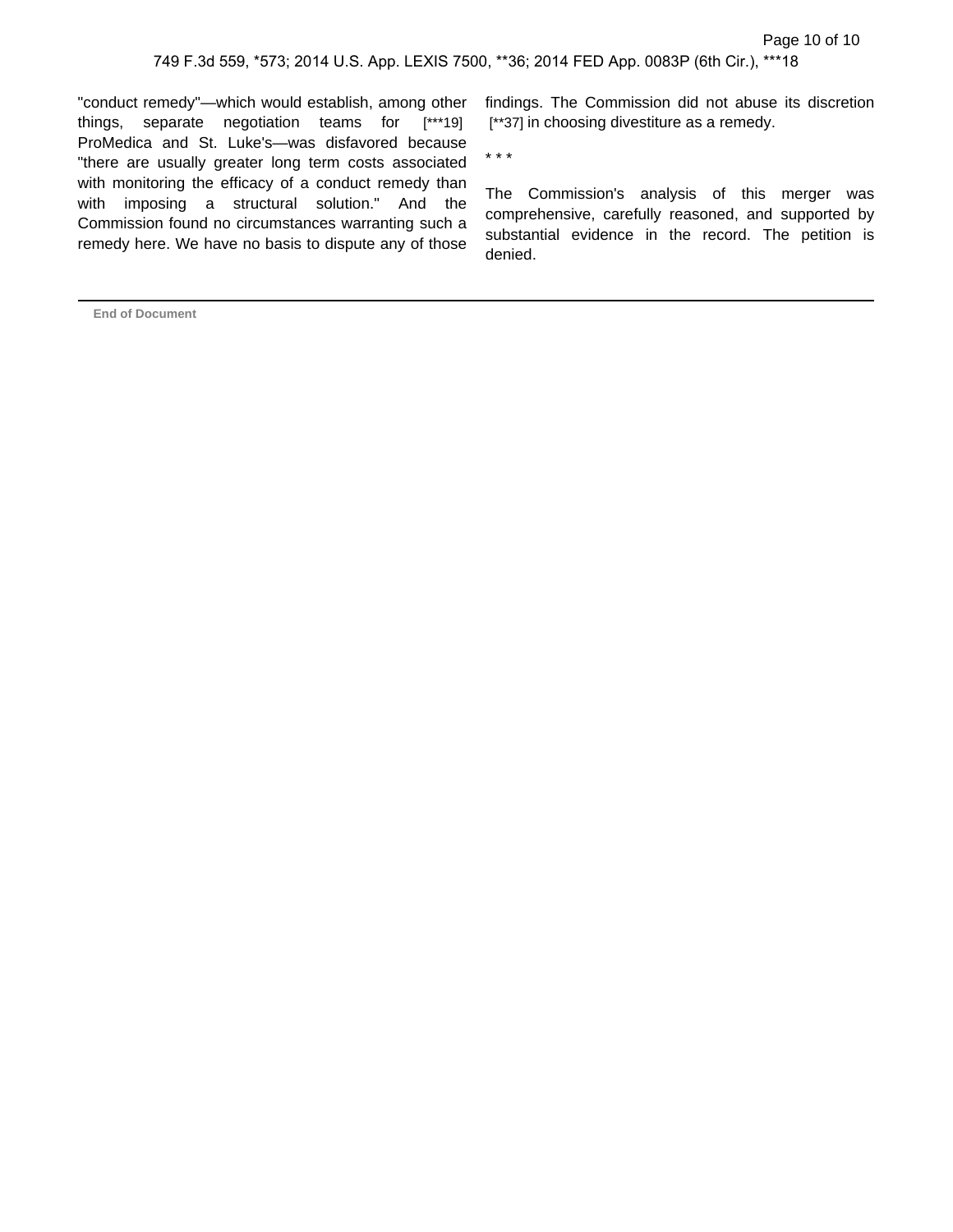"conduct remedy"—which would establish, among other things, separate negotiation teams for [***19] ProMedica and St. Luke's—was disfavored because "there are usually greater long term costs associated with monitoring the efficacy of a conduct remedy than with imposing a structural solution." And the Commission found no circumstances warranting such a remedy here. We have no basis to dispute any of those findings. The Commission did not abuse its discretion [**37] in choosing divestiture as a remedy.

* * *

The Commission's analysis of this merger was comprehensive, carefully reasoned, and supported by substantial evidence in the record. The petition is denied.

---

**End of Document**